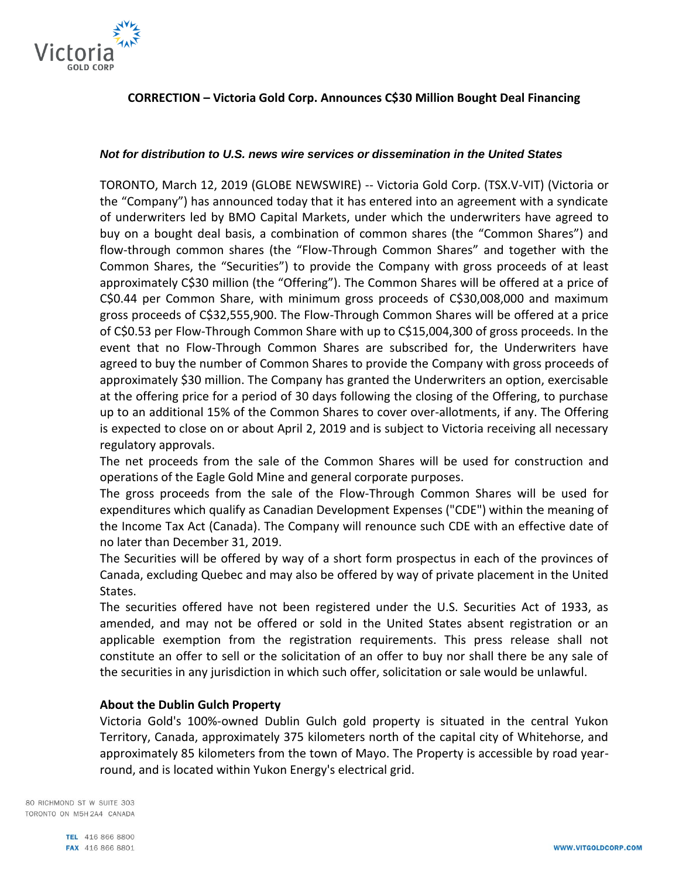# CORRECTION – Victoria Gold Corp. Announces C$30 Million Bought Deal Financing

***Not for distribution to U.S. news wire services or dissemination in the United States***

TORONTO, March 12, 2019 (GLOBE NEWSWIRE) -- Victoria Gold Corp. (TSX.V-VIT) (Victoria or the "Company") has announced today that it has entered into an agreement with a syndicate of underwriters led by BMO Capital Markets, under which the underwriters have agreed to buy on a bought deal basis, a combination of common shares (the "Common Shares") and flow-through common shares (the "Flow-Through Common Shares" and together with the Common Shares, the "Securities") to provide the Company with gross proceeds of at least approximately C$30 million (the "Offering"). The Common Shares will be offered at a price of C$0.44 per Common Share, with minimum gross proceeds of C$30,008,000 and maximum gross proceeds of C$32,555,900. The Flow-Through Common Shares will be offered at a price of C$0.53 per Flow-Through Common Share with up to C$15,004,300 of gross proceeds. In the event that no Flow-Through Common Shares are subscribed for, the Underwriters have agreed to buy the number of Common Shares to provide the Company with gross proceeds of approximately $30 million. The Company has granted the Underwriters an option, exercisable at the offering price for a period of 30 days following the closing of the Offering, to purchase up to an additional 15% of the Common Shares to cover over-allotments, if any. The Offering is expected to close on or about April 2, 2019 and is subject to Victoria receiving all necessary regulatory approvals.

The net proceeds from the sale of the Common Shares will be used for construction and operations of the Eagle Gold Mine and general corporate purposes.

The gross proceeds from the sale of the Flow-Through Common Shares will be used for expenditures which qualify as Canadian Development Expenses ("CDE") within the meaning of the Income Tax Act (Canada). The Company will renounce such CDE with an effective date of no later than December 31, 2019.

The Securities will be offered by way of a short form prospectus in each of the provinces of Canada, excluding Quebec and may also be offered by way of private placement in the United States.

The securities offered have not been registered under the U.S. Securities Act of 1933, as amended, and may not be offered or sold in the United States absent registration or an applicable exemption from the registration requirements. This press release shall not constitute an offer to sell or the solicitation of an offer to buy nor shall there be any sale of the securities in any jurisdiction in which such offer, solicitation or sale would be unlawful.

## About the Dublin Gulch Property

Victoria Gold's 100%-owned Dublin Gulch gold property is situated in the central Yukon Territory, Canada, approximately 375 kilometers north of the capital city of Whitehorse, and approximately 85 kilometers from the town of Mayo. The Property is accessible by road year-round, and is located within Yukon Energy's electrical grid.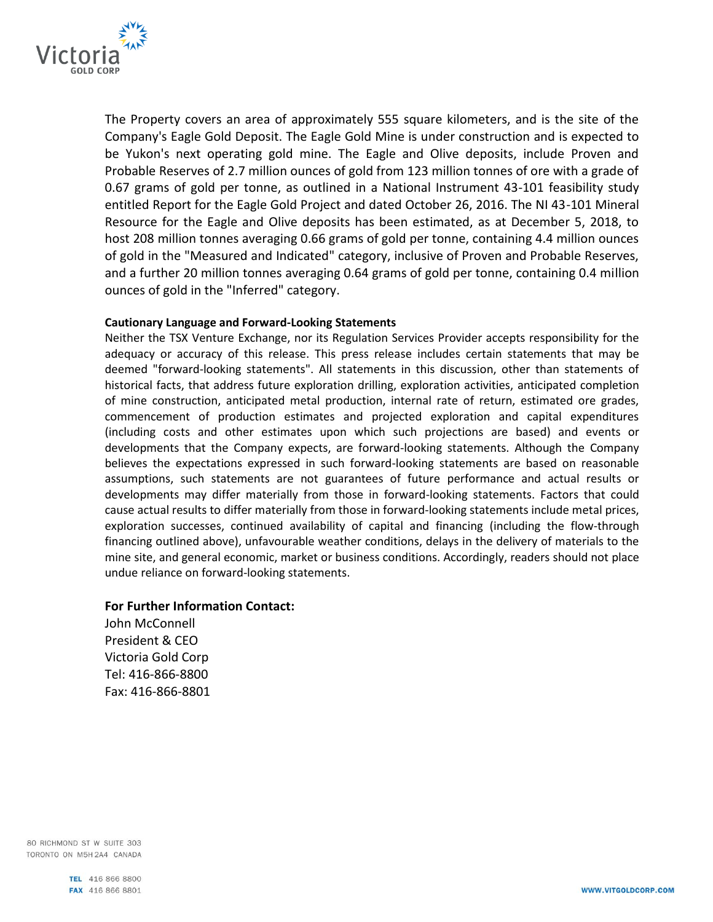The Property covers an area of approximately 555 square kilometers, and is the site of the Company's Eagle Gold Deposit. The Eagle Gold Mine is under construction and is expected to be Yukon's next operating gold mine. The Eagle and Olive deposits, include Proven and Probable Reserves of 2.7 million ounces of gold from 123 million tonnes of ore with a grade of 0.67 grams of gold per tonne, as outlined in a National Instrument 43-101 feasibility study entitled Report for the Eagle Gold Project and dated October 26, 2016. The NI 43-101 Mineral Resource for the Eagle and Olive deposits has been estimated, as at December 5, 2018, to host 208 million tonnes averaging 0.66 grams of gold per tonne, containing 4.4 million ounces of gold in the "Measured and Indicated" category, inclusive of Proven and Probable Reserves, and a further 20 million tonnes averaging 0.64 grams of gold per tonne, containing 0.4 million ounces of gold in the "Inferred" category.

**Cautionary Language and Forward-Looking Statements**

Neither the TSX Venture Exchange, nor its Regulation Services Provider accepts responsibility for the adequacy or accuracy of this release. This press release includes certain statements that may be deemed "forward-looking statements". All statements in this discussion, other than statements of historical facts, that address future exploration drilling, exploration activities, anticipated completion of mine construction, anticipated metal production, internal rate of return, estimated ore grades, commencement of production estimates and projected exploration and capital expenditures (including costs and other estimates upon which such projections are based) and events or developments that the Company expects, are forward-looking statements. Although the Company believes the expectations expressed in such forward-looking statements are based on reasonable assumptions, such statements are not guarantees of future performance and actual results or developments may differ materially from those in forward-looking statements. Factors that could cause actual results to differ materially from those in forward-looking statements include metal prices, exploration successes, continued availability of capital and financing (including the flow-through financing outlined above), unfavourable weather conditions, delays in the delivery of materials to the mine site, and general economic, market or business conditions. Accordingly, readers should not place undue reliance on forward-looking statements.

**For Further Information Contact:**

John McConnell
President & CEO
Victoria Gold Corp
Tel: 416-866-8800
Fax: 416-866-8801